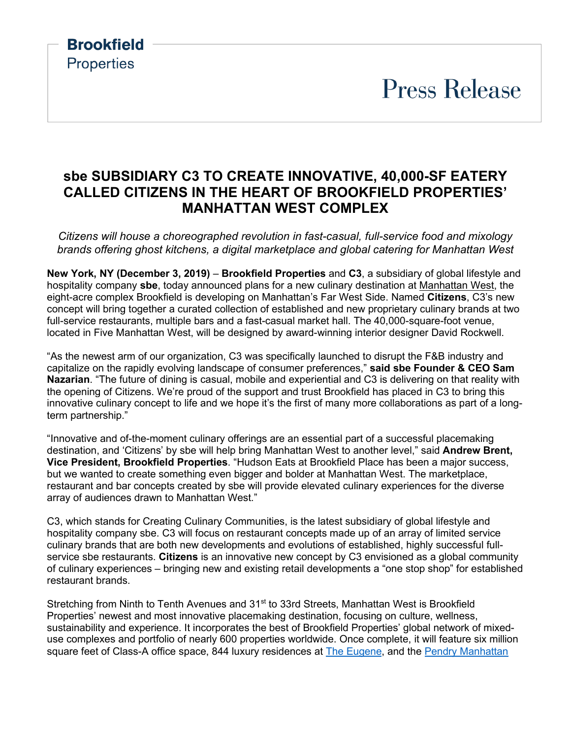**Brookfield**
Properties

Press Release

# sbe SUBSIDIARY C3 TO CREATE INNOVATIVE, 40,000-SF EATERY CALLED CITIZENS IN THE HEART OF BROOKFIELD PROPERTIES' MANHATTAN WEST COMPLEX

*Citizens will house a choreographed revolution in fast-casual, full-service food and mixology brands offering ghost kitchens, a digital marketplace and global catering for Manhattan West*

**New York, NY (December 3, 2019)** – **Brookfield Properties** and **C3**, a subsidiary of global lifestyle and hospitality company **sbe**, today announced plans for a new culinary destination at Manhattan West, the eight-acre complex Brookfield is developing on Manhattan's Far West Side. Named **Citizens**, C3's new concept will bring together a curated collection of established and new proprietary culinary brands at two full-service restaurants, multiple bars and a fast-casual market hall. The 40,000-square-foot venue, located in Five Manhattan West, will be designed by award-winning interior designer David Rockwell.

"As the newest arm of our organization, C3 was specifically launched to disrupt the F&B industry and capitalize on the rapidly evolving landscape of consumer preferences," **said sbe Founder & CEO Sam Nazarian**. "The future of dining is casual, mobile and experiential and C3 is delivering on that reality with the opening of Citizens. We're proud of the support and trust Brookfield has placed in C3 to bring this innovative culinary concept to life and we hope it's the first of many more collaborations as part of a long-term partnership."

"Innovative and of-the-moment culinary offerings are an essential part of a successful placemaking destination, and 'Citizens' by sbe will help bring Manhattan West to another level," said **Andrew Brent, Vice President, Brookfield Properties**. "Hudson Eats at Brookfield Place has been a major success, but we wanted to create something even bigger and bolder at Manhattan West. The marketplace, restaurant and bar concepts created by sbe will provide elevated culinary experiences for the diverse array of audiences drawn to Manhattan West."

C3, which stands for Creating Culinary Communities, is the latest subsidiary of global lifestyle and hospitality company sbe. C3 will focus on restaurant concepts made up of an array of limited service culinary brands that are both new developments and evolutions of established, highly successful full-service sbe restaurants. **Citizens** is an innovative new concept by C3 envisioned as a global community of culinary experiences – bringing new and existing retail developments a "one stop shop" for established restaurant brands.

Stretching from Ninth to Tenth Avenues and 31st to 33rd Streets, Manhattan West is Brookfield Properties' newest and most innovative placemaking destination, focusing on culture, wellness, sustainability and experience. It incorporates the best of Brookfield Properties' global network of mixed-use complexes and portfolio of nearly 600 properties worldwide. Once complete, it will feature six million square feet of Class-A office space, 844 luxury residences at The Eugene, and the Pendry Manhattan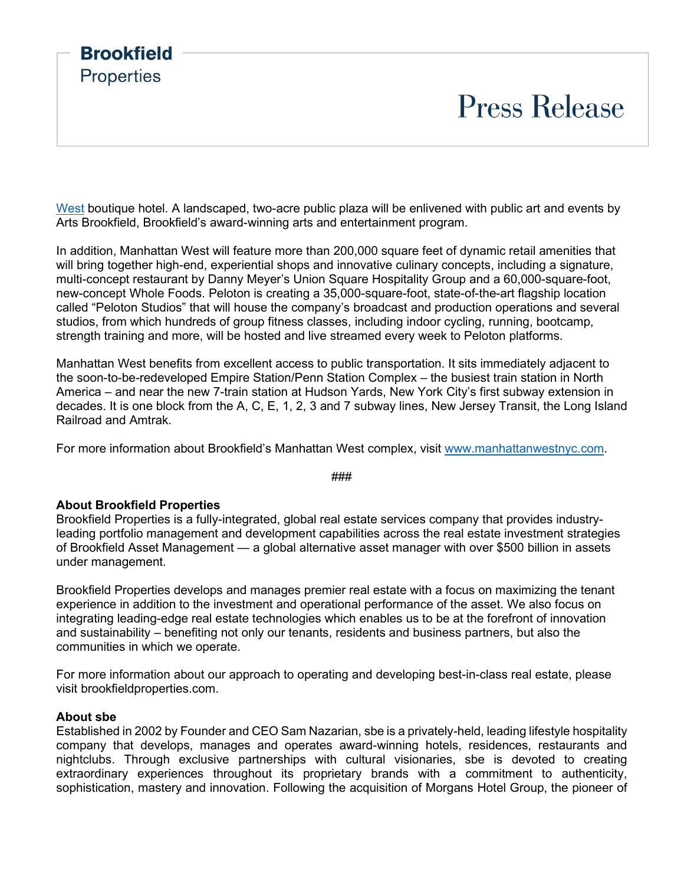West boutique hotel. A landscaped, two-acre public plaza will be enlivened with public art and events by Arts Brookfield, Brookfield's award-winning arts and entertainment program.

In addition, Manhattan West will feature more than 200,000 square feet of dynamic retail amenities that will bring together high-end, experiential shops and innovative culinary concepts, including a signature, multi-concept restaurant by Danny Meyer's Union Square Hospitality Group and a 60,000-square-foot, new-concept Whole Foods. Peloton is creating a 35,000-square-foot, state-of-the-art flagship location called "Peloton Studios" that will house the company's broadcast and production operations and several studios, from which hundreds of group fitness classes, including indoor cycling, running, bootcamp, strength training and more, will be hosted and live streamed every week to Peloton platforms.

Manhattan West benefits from excellent access to public transportation. It sits immediately adjacent to the soon-to-be-redeveloped Empire Station/Penn Station Complex – the busiest train station in North America – and near the new 7-train station at Hudson Yards, New York City's first subway extension in decades. It is one block from the A, C, E, 1, 2, 3 and 7 subway lines, New Jersey Transit, the Long Island Railroad and Amtrak.

For more information about Brookfield's Manhattan West complex, visit www.manhattanwestnyc.com.

###

**About Brookfield Properties**
Brookfield Properties is a fully-integrated, global real estate services company that provides industry-leading portfolio management and development capabilities across the real estate investment strategies of Brookfield Asset Management — a global alternative asset manager with over $500 billion in assets under management.

Brookfield Properties develops and manages premier real estate with a focus on maximizing the tenant experience in addition to the investment and operational performance of the asset. We also focus on integrating leading-edge real estate technologies which enables us to be at the forefront of innovation and sustainability – benefiting not only our tenants, residents and business partners, but also the communities in which we operate.

For more information about our approach to operating and developing best-in-class real estate, please visit brookfieldproperties.com.

**About sbe**
Established in 2002 by Founder and CEO Sam Nazarian, sbe is a privately-held, leading lifestyle hospitality company that develops, manages and operates award-winning hotels, residences, restaurants and nightclubs. Through exclusive partnerships with cultural visionaries, sbe is devoted to creating extraordinary experiences throughout its proprietary brands with a commitment to authenticity, sophistication, mastery and innovation. Following the acquisition of Morgans Hotel Group, the pioneer of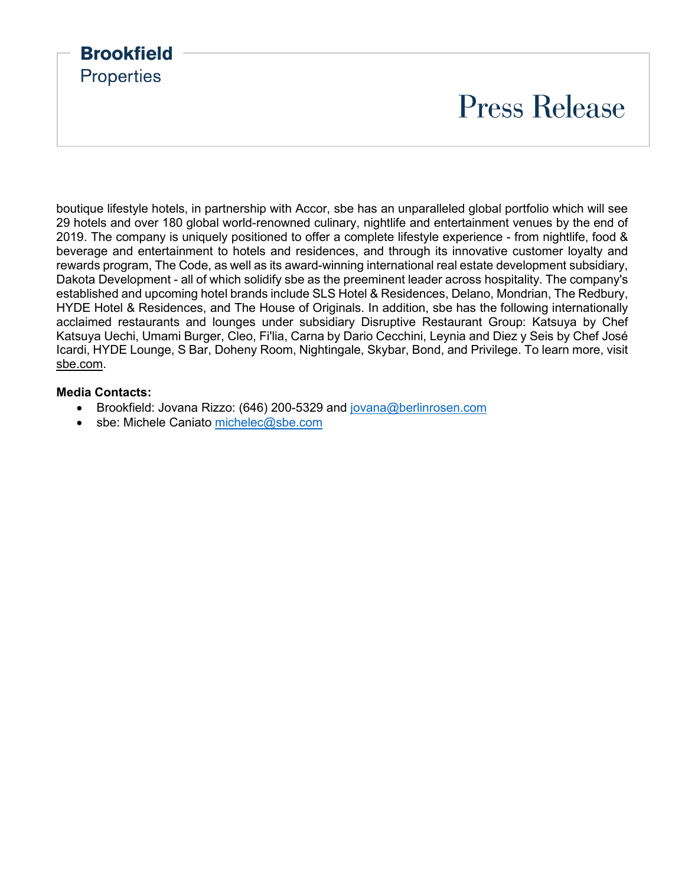boutique lifestyle hotels, in partnership with Accor, sbe has an unparalleled global portfolio which will see 29 hotels and over 180 global world-renowned culinary, nightlife and entertainment venues by the end of 2019. The company is uniquely positioned to offer a complete lifestyle experience - from nightlife, food & beverage and entertainment to hotels and residences, and through its innovative customer loyalty and rewards program, The Code, as well as its award-winning international real estate development subsidiary, Dakota Development - all of which solidify sbe as the preeminent leader across hospitality. The company's established and upcoming hotel brands include SLS Hotel & Residences, Delano, Mondrian, The Redbury, HYDE Hotel & Residences, and The House of Originals. In addition, sbe has the following internationally acclaimed restaurants and lounges under subsidiary Disruptive Restaurant Group: Katsuya by Chef Katsuya Uechi, Umami Burger, Cleo, Fi'lia, Carna by Dario Cecchini, Leynia and Diez y Seis by Chef José Icardi, HYDE Lounge, S Bar, Doheny Room, Nightingale, Skybar, Bond, and Privilege. To learn more, visit sbe.com.

**Media Contacts:**

- Brookfield: Jovana Rizzo: (646) 200-5329 and jovana@berlinrosen.com
- sbe: Michele Caniato michelec@sbe.com